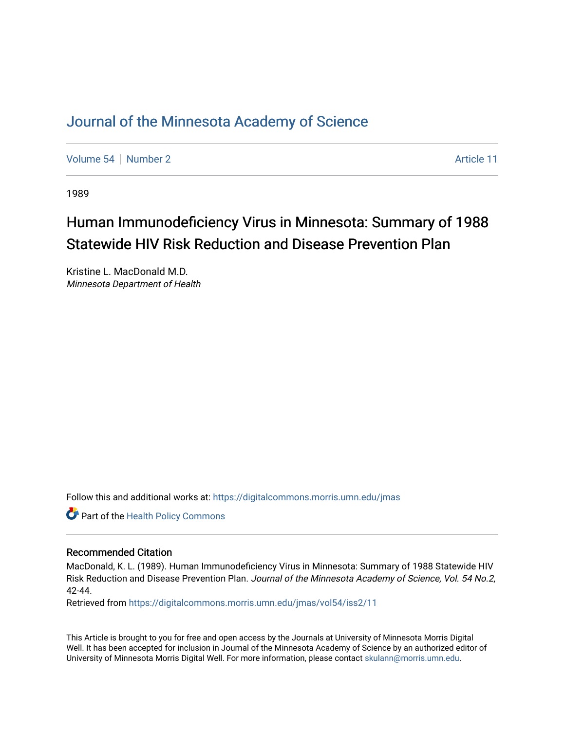# Journal of the Minnesota Academy of Science

Volume 54 | Number 2 Article 11

1989

## Human Immunodeficiency Virus in Minnesota: Summary of 1988 Statewide HIV Risk Reduction and Disease Prevention Plan

Kristine L. MacDonald M.D.
*Minnesota Department of Health*

Follow this and additional works at: https://digitalcommons.morris.umn.edu/jmas

Part of the Health Policy Commons

### Recommended Citation

MacDonald, K. L. (1989). Human Immunodeficiency Virus in Minnesota: Summary of 1988 Statewide HIV Risk Reduction and Disease Prevention Plan. *Journal of the Minnesota Academy of Science, Vol. 54 No.2*, 42-44.
Retrieved from https://digitalcommons.morris.umn.edu/jmas/vol54/iss2/11

This Article is brought to you for free and open access by the Journals at University of Minnesota Morris Digital Well. It has been accepted for inclusion in Journal of the Minnesota Academy of Science by an authorized editor of University of Minnesota Morris Digital Well. For more information, please contact skulann@morris.umn.edu.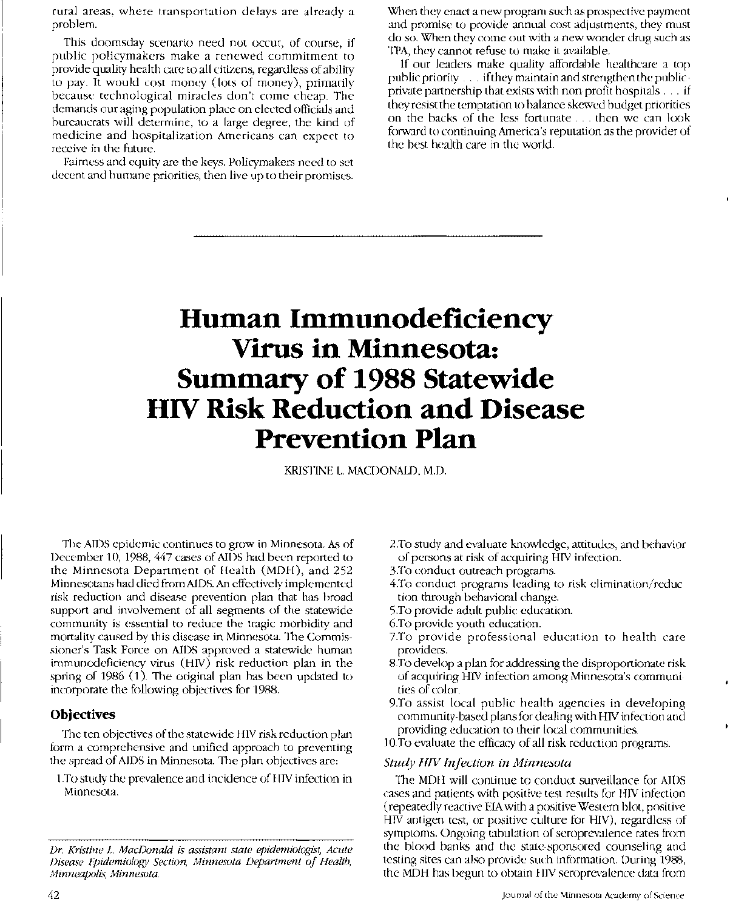rural areas, where transportation delays are already a problem.

This doomsday scenario need not occur, of course, if public policymakers make a renewed commitment to provide quality health care to all citizens, regardless of ability to pay. It would cost money (lots of money), primarily because technological miracles don't come cheap. The demands our aging population place on elected officials and bureaucrats will determine, to a large degree, the kind of medicine and hospitalization Americans can expect to receive in the future.

Fairness and equity are the keys. Policymakers need to set decent and humane priorities, then live up to their promises. When they enact a new program such as prospective payment and promise to provide annual cost adjustments, they must do so. When they come out with a new wonder drug such as TPA, they cannot refuse to make it available.

If our leaders make quality affordable healthcare a top public priority . . . if they maintain and strengthen the public-private partnership that exists with non-profit hospitals . . . if they resist the temptation to balance skewed budget priorities on the backs of the less fortunate . . . then we can look forward to continuing America's reputation as the provider of the best health care in the world.

---

# Human Immunodeficiency Virus in Minnesota: Summary of 1988 Statewide HIV Risk Reduction and Disease Prevention Plan

KRISTINE L. MACDONALD, M.D.

The AIDS epidemic continues to grow in Minnesota. As of December 10, 1988, 447 cases of AIDS had been reported to the Minnesota Department of Health (MDH), and 252 Minnesotans had died from AIDS. An effectively implemented risk reduction and disease prevention plan that has broad support and involvement of all segments of the statewide community is essential to reduce the tragic morbidity and mortality caused by this disease in Minnesota. The Commissioner's Task Force on AIDS approved a statewide human immunodeficiency virus (HIV) risk reduction plan in the spring of 1986 (1). The original plan has been updated to incorporate the following objectives for 1988.

## Objectives

The ten objectives of the statewide HIV risk reduction plan form a comprehensive and unified approach to preventing the spread of AIDS in Minnesota. The plan objectives are:

1. To study the prevalence and incidence of HIV infection in Minnesota.
2. To study and evaluate knowledge, attitudes, and behavior of persons at risk of acquiring HIV infection.
3. To conduct outreach programs.
4. To conduct programs leading to risk elimination/reduction through behavioral change.
5. To provide adult public education.
6. To provide youth education.
7. To provide professional education to health care providers.
8. To develop a plan for addressing the disproportionate risk of acquiring HIV infection among Minnesota's communities of color.
9. To assist local public health agencies in developing community-based plans for dealing with HIV infection and providing education to their local communities.
10. To evaluate the efficacy of all risk reduction programs.

### *Study HIV Infection in Minnesota*

The MDH will continue to conduct surveillance for AIDS cases and patients with positive test results for HIV infection (repeatedly reactive EIA with a positive Western blot, positive HIV antigen test, or positive culture for HIV), regardless of symptoms. Ongoing tabulation of seroprevalence rates from the blood banks and the state-sponsored counseling and testing sites can also provide such information. During 1988, the MDH has begun to obtain HIV seroprevalence data from

*Dr. Kristine L. MacDonald is assistant state epidemiologist, Acute Disease Epidemiology Section, Minnesota Department of Health, Minneapolis, Minnesota.*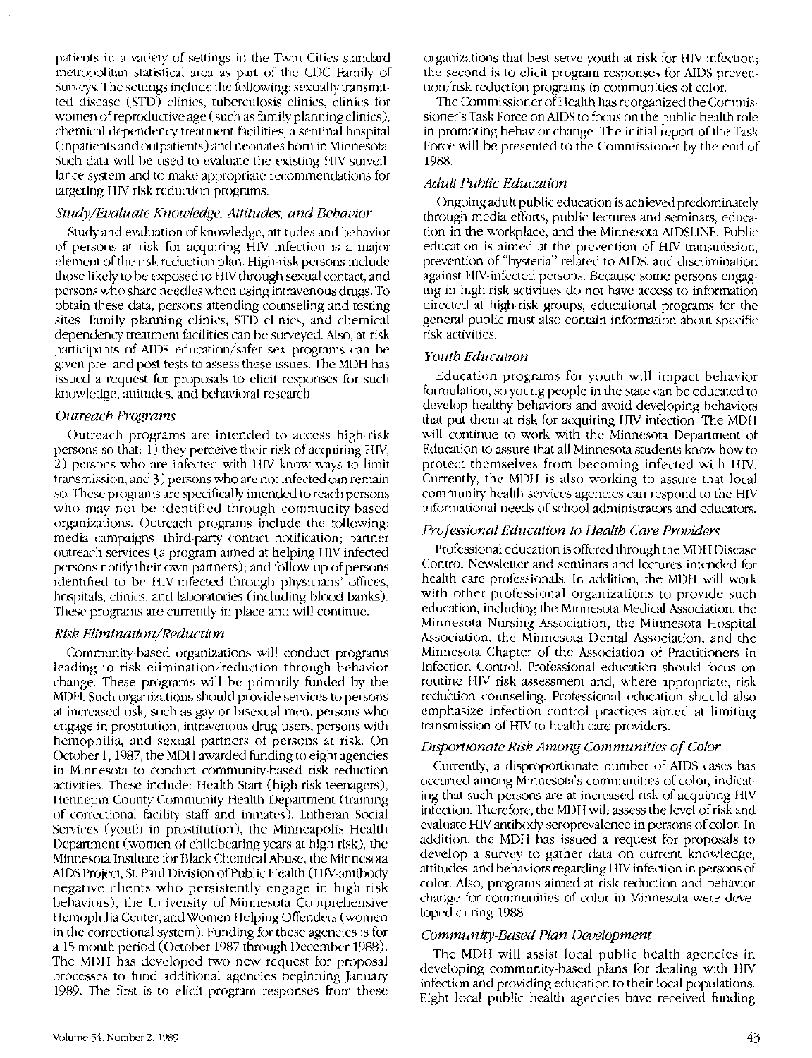patients in a variety of settings in the Twin Cities standard metropolitan statistical area as part of the CDC Family of Surveys. The settings include the following: sexually transmitted disease (STD) clinics, tuberculosis clinics, clinics for women of reproductive age (such as family planning clinics), chemical dependency treatment facilities, a sentinal hospital (inpatients and outpatients) and neonates born in Minnesota. Such data will be used to evaluate the existing HIV surveillance system and to make appropriate recommendations for targeting HIV risk reduction programs.

### *Study/Evaluate Knowledge, Attitudes, and Behavior*

Study and evaluation of knowledge, attitudes and behavior of persons at risk for acquiring HIV infection is a major element of the risk reduction plan. High-risk persons include those likely to be exposed to HIV through sexual contact, and persons who share needles when using intravenous drugs. To obtain these data, persons attending counseling and testing sites, family planning clinics, STD clinics, and chemical dependency treatment facilities can be surveyed. Also, at-risk participants of AIDS education/safer sex programs can be given pre- and post-tests to assess these issues. The MDH has issued a request for proposals to elicit responses for such knowledge, attitudes, and behavioral research.

### *Outreach Programs*

Outreach programs are intended to access high-risk persons so that: 1) they perceive their risk of acquiring HIV, 2) persons who are infected with HIV know ways to limit transmission, and 3) persons who are not infected can remain so. These programs are specifically intended to reach persons who may not be identified through community-based organizations. Outreach programs include the following: media campaigns; third-party contact notification; partner outreach services (a program aimed at helping HIV-infected persons notify their own partners); and follow-up of persons identified to be HIV-infected through physicians' offices, hospitals, clinics, and laboratories (including blood banks). These programs are currently in place and will continue.

### *Risk Elimination/Reduction*

Community-based organizations will conduct programs leading to risk elimination/reduction through behavior change. These programs will be primarily funded by the MDH. Such organizations should provide services to persons at increased risk, such as gay or bisexual men, persons who engage in prostitution, intravenous drug users, persons with hemophilia, and sexual partners of persons at risk. On October 1, 1987, the MDH awarded funding to eight agencies in Minnesota to conduct community-based risk reduction activities. These include: Health Start (high-risk teenagers), Hennepin County Community Health Department (training of correctional facility staff and inmates), Lutheran Social Services (youth in prostitution), the Minneapolis Health Department (women of childbearing years at high risk), the Minnesota Institute for Black Chemical Abuse, the Minnesota AIDS Project, St. Paul Division of Public Health (HIV-antibody negative clients who persistently engage in high risk behaviors), the University of Minnesota Comprehensive Hemophilia Center, and Women Helping Offenders (women in the correctional system). Funding for these agencies is for a 15 month period (October 1987 through December 1988). The MDH has developed two new request for proposal processes to fund additional agencies beginning January 1989. The first is to elicit program responses from these organizations that best serve youth at risk for HIV infection; the second is to elicit program responses for AIDS prevention/risk reduction programs in communities of color.

The Commissioner of Health has reorganized the Commissioner's Task Force on AIDS to focus on the public health role in promoting behavior change. The initial report of the Task Force will be presented to the Commissioner by the end of 1988.

### *Adult Public Education*

Ongoing adult public education is achieved predominately through media efforts, public lectures and seminars, education in the workplace, and the Minnesota AIDSLINE. Public education is aimed at the prevention of HIV transmission, prevention of "hysteria" related to AIDS, and discrimination against HIV-infected persons. Because some persons engaging in high-risk activities do not have access to information directed at high-risk groups, educational programs for the general public must also contain information about specific risk activities.

### *Youth Education*

Education programs for youth will impact behavior formulation, so young people in the state can be educated to develop healthy behaviors and avoid developing behaviors that put them at risk for acquiring HIV infection. The MDH will continue to work with the Minnesota Department of Education to assure that all Minnesota students know how to protect themselves from becoming infected with HIV. Currently, the MDH is also working to assure that local community health services agencies can respond to the HIV informational needs of school administrators and educators.

### *Professional Education to Health Care Providers*

Professional education is offered through the MDH Disease Control Newsletter and seminars and lectures intended for health care professionals. In addition, the MDH will work with other professional organizations to provide such education, including the Minnesota Medical Association, the Minnesota Nursing Association, the Minnesota Hospital Association, the Minnesota Dental Association, and the Minnesota Chapter of the Association of Practitioners in Infection Control. Professional education should focus on routine HIV risk assessment and, where appropriate, risk reduction counseling. Professional education should also emphasize infection control practices aimed at limiting transmission of HIV to health care providers.

### *Disportionate Risk Among Communities of Color*

Currently, a disproportionate number of AIDS cases has occurred among Minnesota's communities of color, indicating that such persons are at increased risk of acquiring HIV infection. Therefore, the MDH will assess the level of risk and evaluate HIV antibody seroprevalence in persons of color. In addition, the MDH has issued a request for proposals to develop a survey to gather data on current knowledge, attitudes, and behaviors regarding HIV infection in persons of color. Also, programs aimed at risk reduction and behavior change for communities of color in Minnesota were developed during 1988.

### *Community-Based Plan Development*

The MDH will assist local public health agencies in developing community-based plans for dealing with HIV infection and providing education to their local populations. Eight local public health agencies have received funding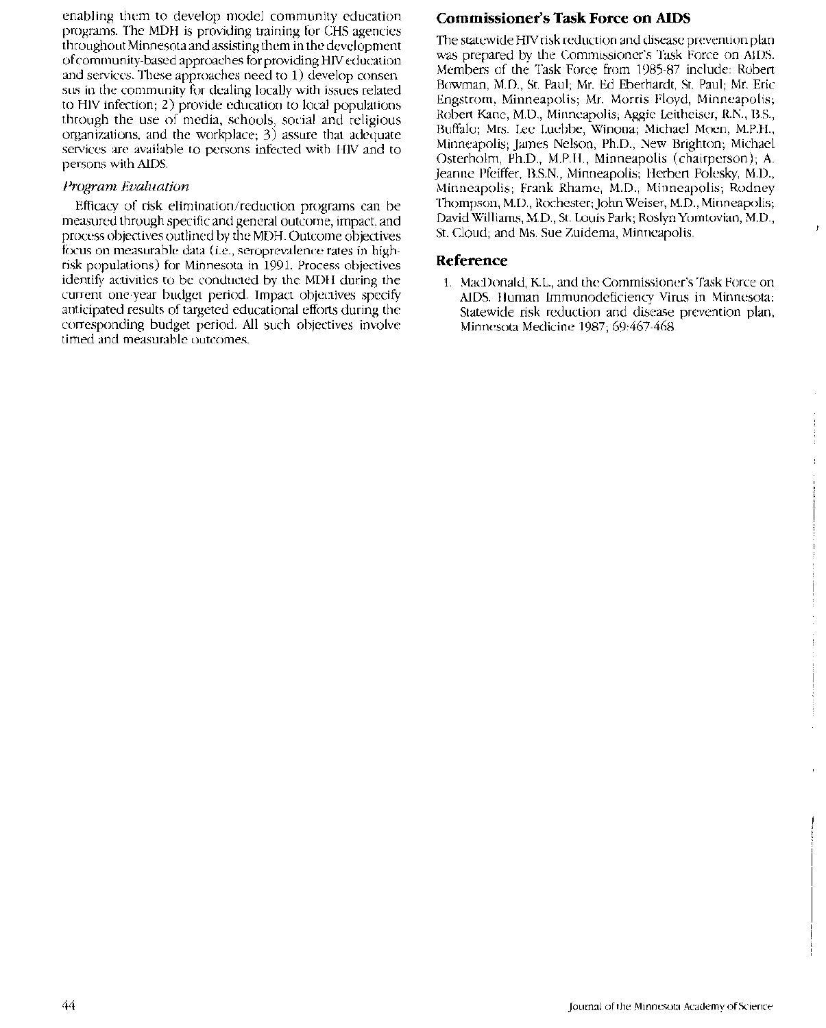enabling them to develop model community education programs. The MDH is providing training for CHS agencies throughout Minnesota and assisting them in the development of community-based approaches for providing HIV education and services. These approaches need to 1) develop consensus in the community for dealing locally with issues related to HIV infection; 2) provide education to local populations through the use of media, schools, social and religious organizations, and the workplace; 3) assure that adequate services are available to persons infected with HIV and to persons with AIDS.

### *Program Evaluation*

Efficacy of risk elimination/reduction programs can be measured through specific and general outcome, impact, and process objectives outlined by the MDH. Outcome objectives focus on measurable data (i.e., seroprevalence rates in high-risk populations) for Minnesota in 1991. Process objectives identify activities to be conducted by the MDH during the current one-year budget period. Impact objectives specify anticipated results of targeted educational efforts during the corresponding budget period. All such objectives involve timed and measurable outcomes.

## Commissioner's Task Force on AIDS

The statewide HIV risk reduction and disease prevention plan was prepared by the Commissioner's Task Force on AIDS. Members of the Task Force from 1985-87 include: Robert Bowman, M.D., St. Paul; Mr. Ed Eberhardt, St. Paul; Mr. Eric Engstrom, Minneapolis; Mr. Morris Floyd, Minneapolis; Robert Kane, M.D., Minneapolis; Aggie Leitheiser, R.N., B.S., Buffalo; Mrs. Lee Luebbe, Winona; Michael Moen, M.P.H., Minneapolis; James Nelson, Ph.D., New Brighton; Michael Osterholm, Ph.D., M.P.H., Minneapolis (chairperson); A. Jeanne Pfeiffer, B.S.N., Minneapolis; Herbert Polesky, M.D., Minneapolis; Frank Rhame, M.D., Minneapolis; Rodney Thompson, M.D., Rochester; John Weiser, M.D., Minneapolis; David Williams, M.D., St. Louis Park; Roslyn Yomtovian, M.D., St. Cloud; and Ms. Sue Zuidema, Minneapolis.

## Reference

1. MacDonald, K.L., and the Commissioner's Task Force on AIDS. Human Immunodeficiency Virus in Minnesota: Statewide risk reduction and disease prevention plan, Minnesota Medicine 1987; 69:467-468